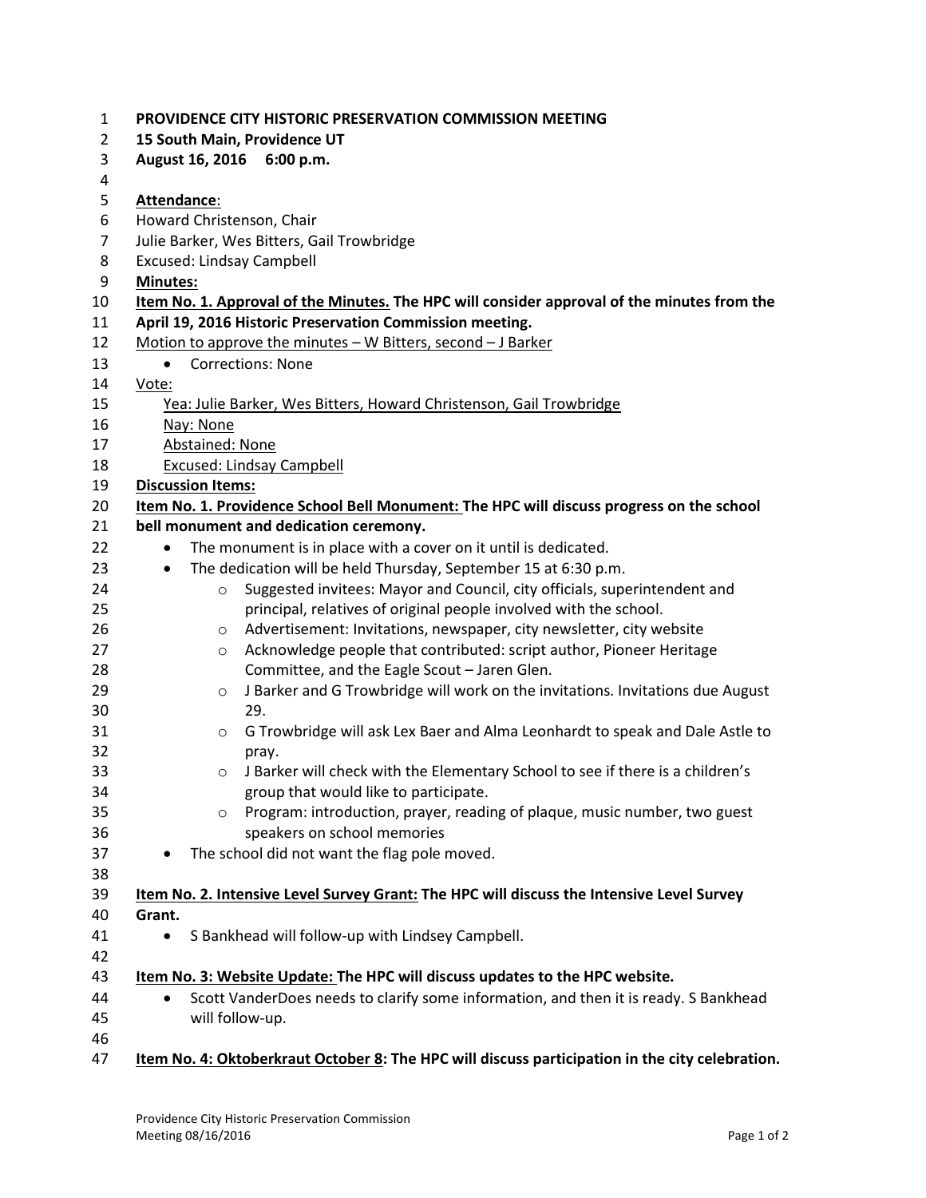**PROVIDENCE CITY HISTORIC PRESERVATION COMMISSION MEETING**
**15 South Main, Providence UT**
**August 16, 2016 6:00 p.m.**

**Attendance**:
Howard Christenson, Chair
Julie Barker, Wes Bitters, Gail Trowbridge
Excused: Lindsay Campbell

**Minutes:**

**Item No. 1. Approval of the Minutes. The HPC will consider approval of the minutes from the April 19, 2016 Historic Preservation Commission meeting.**

Motion to approve the minutes – W Bitters, second – J Barker

- Corrections: None

Vote:
Yea: Julie Barker, Wes Bitters, Howard Christenson, Gail Trowbridge
Nay: None
Abstained: None
Excused: Lindsay Campbell

**Discussion Items:**

**Item No. 1. Providence School Bell Monument: The HPC will discuss progress on the school bell monument and dedication ceremony.**

- The monument is in place with a cover on it until is dedicated.
- The dedication will be held Thursday, September 15 at 6:30 p.m.
  - Suggested invitees: Mayor and Council, city officials, superintendent and principal, relatives of original people involved with the school.
  - Advertisement: Invitations, newspaper, city newsletter, city website
  - Acknowledge people that contributed: script author, Pioneer Heritage Committee, and the Eagle Scout – Jaren Glen.
  - J Barker and G Trowbridge will work on the invitations. Invitations due August 29.
  - G Trowbridge will ask Lex Baer and Alma Leonhardt to speak and Dale Astle to pray.
  - J Barker will check with the Elementary School to see if there is a children's group that would like to participate.
  - Program: introduction, prayer, reading of plaque, music number, two guest speakers on school memories
- The school did not want the flag pole moved.

**Item No. 2. Intensive Level Survey Grant: The HPC will discuss the Intensive Level Survey Grant.**

- S Bankhead will follow-up with Lindsey Campbell.

**Item No. 3: Website Update: The HPC will discuss updates to the HPC website.**

- Scott VanderDoes needs to clarify some information, and then it is ready. S Bankhead will follow-up.

**Item No. 4: Oktoberkraut October 8: The HPC will discuss participation in the city celebration.**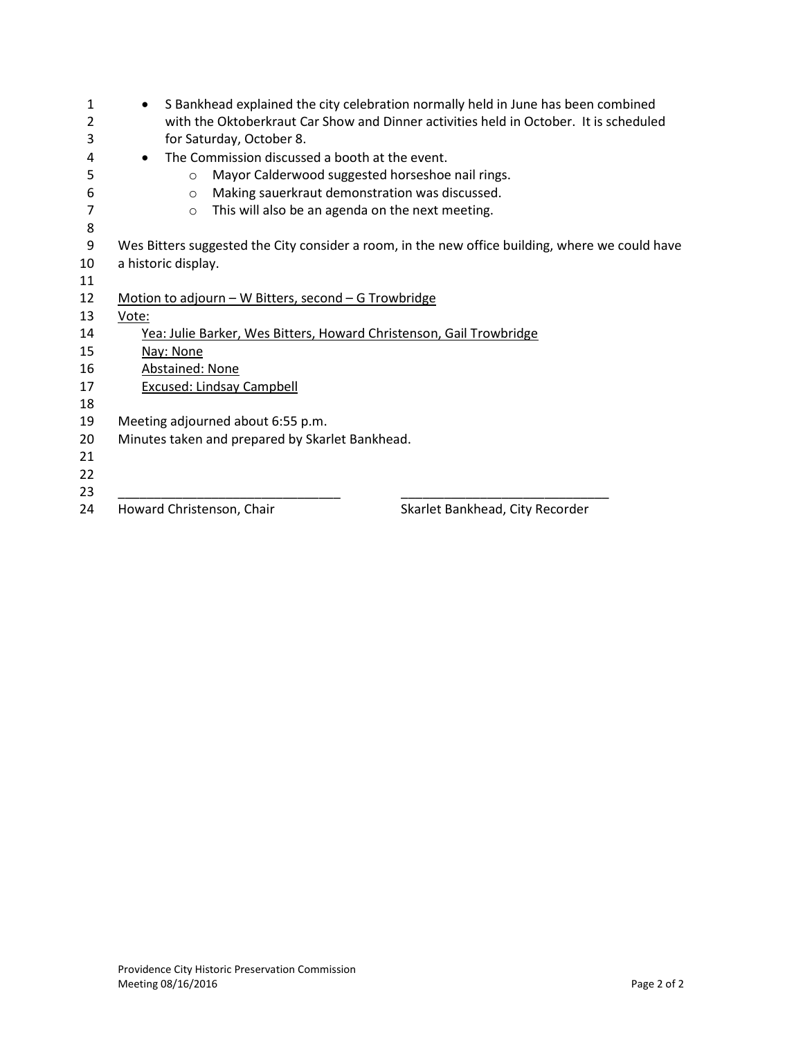- S Bankhead explained the city celebration normally held in June has been combined with the Oktoberkraut Car Show and Dinner activities held in October. It is scheduled for Saturday, October 8.
- The Commission discussed a booth at the event.
  - Mayor Calderwood suggested horseshoe nail rings.
  - Making sauerkraut demonstration was discussed.
  - This will also be an agenda on the next meeting.

Wes Bitters suggested the City consider a room, in the new office building, where we could have a historic display.

<u>Motion to adjourn – W Bitters, second – G Trowbridge</u>

<u>Vote:</u>

<u>Yea: Julie Barker, Wes Bitters, Howard Christenson, Gail Trowbridge</u>

<u>Nay: None</u>

<u>Abstained: None</u>

<u>Excused: Lindsay Campbell</u>

Meeting adjourned about 6:55 p.m.

Minutes taken and prepared by Skarlet Bankhead.

_______________________________ _______________________________

Howard Christenson, Chair Skarlet Bankhead, City Recorder